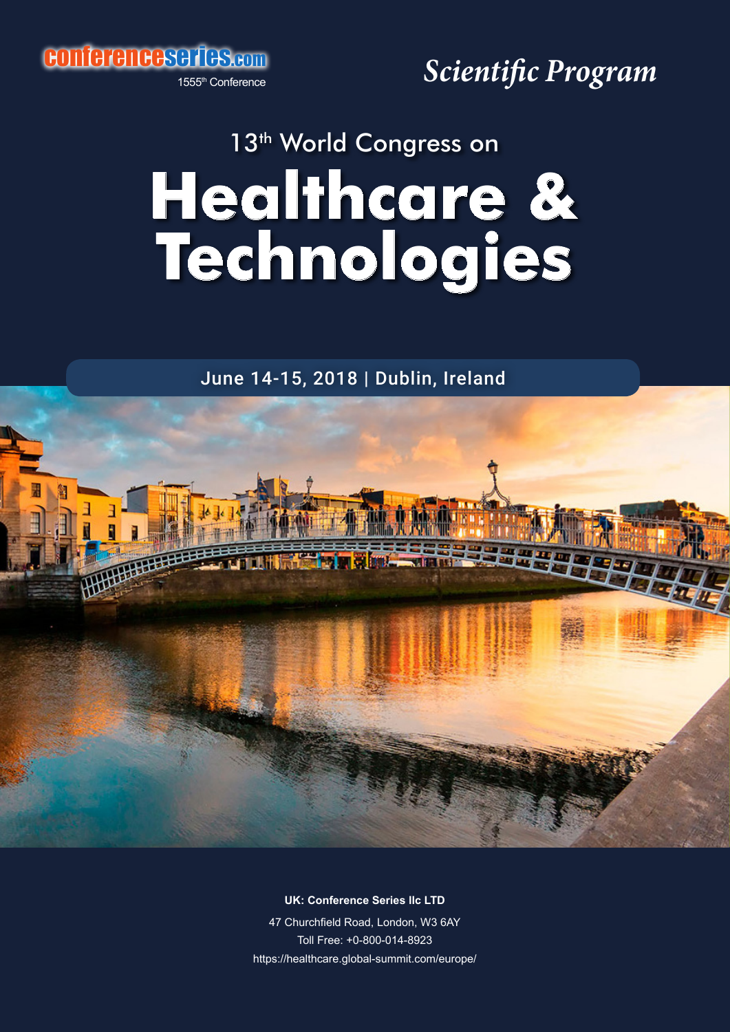conferenceseries.com

1555th Conference

*Scientific Program*

13th World Congress on

# Healthcare & Technologies

June 14-15, 2018 | Dublin, Ireland

**UK: Conference Series llc LTD**

47 Churchfield Road, London, W3 6AY

Toll Free: +0-800-014-8923

https://healthcare.global-summit.com/europe/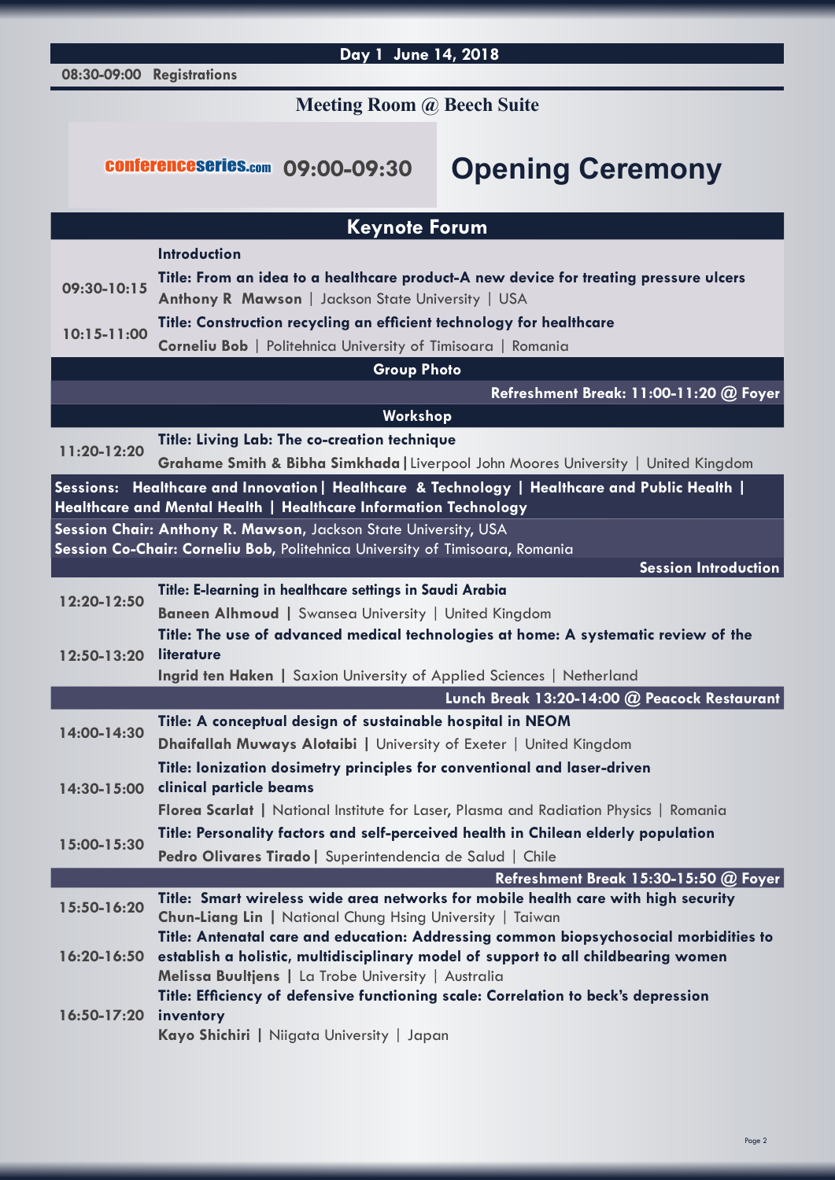## Day 1 June 14, 2018

**08:30-09:00 Registrations**

### Meeting Room @ Beech Suite

conferenceseries.com **09:00-09:30**

# Opening Ceremony

## Keynote Forum

**Introduction**

**09:30-10:15** **Title: From an idea to a healthcare product-A new device for treating pressure ulcers**
**Anthony R Mawson** | Jackson State University | USA

**10:15-11:00** **Title: Construction recycling an efficient technology for healthcare**
**Corneliu Bob** | Politehnica University of Timisoara | Romania

**Group Photo**

**Refreshment Break: 11:00-11:20 @ Foyer**

**Workshop**

**11:20-12:20** **Title: Living Lab: The co-creation technique**
**Grahame Smith & Bibha Simkhada** | Liverpool John Moores University | United Kingdom

**Sessions: Healthcare and Innovation | Healthcare & Technology | Healthcare and Public Health | Healthcare and Mental Health | Healthcare Information Technology**

**Session Chair: Anthony R. Mawson**, Jackson State University, USA
**Session Co-Chair: Corneliu Bob**, Politehnica University of Timisoara, Romania

**Session Introduction**

**12:20-12:50** **Title: E-learning in healthcare settings in Saudi Arabia**
**Baneen Alhmoud** | Swansea University | United Kingdom

**12:50-13:20** **Title: The use of advanced medical technologies at home: A systematic review of the literature**
**Ingrid ten Haken** | Saxion University of Applied Sciences | Netherland

**Lunch Break 13:20-14:00 @ Peacock Restaurant**

**14:00-14:30** **Title: A conceptual design of sustainable hospital in NEOM**
**Dhaifallah Muways Alotaibi** | University of Exeter | United Kingdom

**14:30-15:00** **Title: Ionization dosimetry principles for conventional and laser-driven clinical particle beams**
**Florea Scarlat** | National Institute for Laser, Plasma and Radiation Physics | Romania

**15:00-15:30** **Title: Personality factors and self-perceived health in Chilean elderly population**
**Pedro Olivares Tirado** | Superintendencia de Salud | Chile

**Refreshment Break 15:30-15:50 @ Foyer**

**15:50-16:20** **Title: Smart wireless wide area networks for mobile health care with high security**
**Chun-Liang Lin** | National Chung Hsing University | Taiwan

**16:20-16:50** **Title: Antenatal care and education: Addressing common biopsychosocial morbidities to establish a holistic, multidisciplinary model of support to all childbearing women**
**Melissa Buultjens** | La Trobe University | Australia

**16:50-17:20** **Title: Efficiency of defensive functioning scale: Correlation to beck's depression inventory**
**Kayo Shichiri** | Niigata University | Japan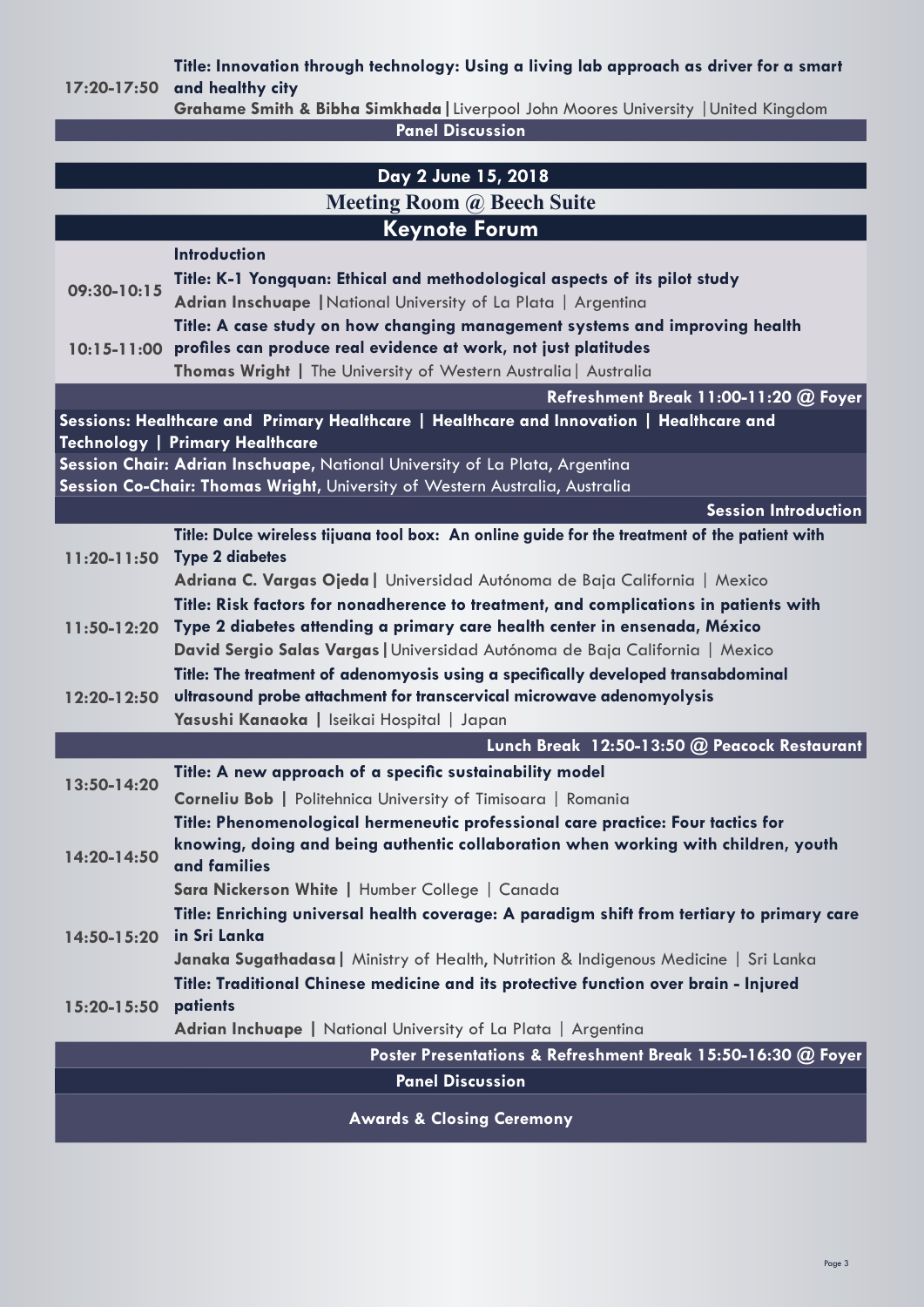| | |
|---|---|
| 17:20-17:50 | **Title: Innovation through technology: Using a living lab approach as driver for a smart and healthy city**<br>**Grahame Smith & Bibha Simkhada** \| Liverpool John Moores University \| United Kingdom |

**Panel Discussion**

## Day 2 June 15, 2018

### Meeting Room @ Beech Suite

### Keynote Forum

| | |
|---|---|
| | **Introduction** |
| 09:30-10:15 | **Title: K-1 Yongquan: Ethical and methodological aspects of its pilot study**<br>**Adrian Inschuape** \| National University of La Plata \| Argentina |
| 10:15-11:00 | **Title: A case study on how changing management systems and improving health profiles can produce real evidence at work, not just platitudes**<br>**Thomas Wright** \| The University of Western Australia \| Australia |

**Refreshment Break 11:00-11:20 @ Foyer**

**Sessions: Healthcare and Primary Healthcare | Healthcare and Innovation | Healthcare and Technology | Primary Healthcare**

**Session Chair: Adrian Inschuape,** National University of La Plata, Argentina

**Session Co-Chair: Thomas Wright,** University of Western Australia, Australia

**Session Introduction**

| | |
|---|---|
| 11:20-11:50 | **Title: Dulce wireless tijuana tool box: An online guide for the treatment of the patient with Type 2 diabetes**<br>**Adriana C. Vargas Ojeda** \| Universidad Autónoma de Baja California \| Mexico |
| 11:50-12:20 | **Title: Risk factors for nonadherence to treatment, and complications in patients with Type 2 diabetes attending a primary care health center in ensenada, México**<br>**David Sergio Salas Vargas** \| Universidad Autónoma de Baja California \| Mexico |
| 12:20-12:50 | **Title: The treatment of adenomyosis using a specifically developed transabdominal ultrasound probe attachment for transcervical microwave adenomyolysis**<br>**Yasushi Kanaoka** \| Iseikai Hospital \| Japan |

**Lunch Break 12:50-13:50 @ Peacock Restaurant**

| | |
|---|---|
| 13:50-14:20 | **Title: A new approach of a specific sustainability model**<br>**Corneliu Bob** \| Politehnica University of Timisoara \| Romania |
| 14:20-14:50 | **Title: Phenomenological hermeneutic professional care practice: Four tactics for knowing, doing and being authentic collaboration when working with children, youth and families**<br>**Sara Nickerson White** \| Humber College \| Canada |
| 14:50-15:20 | **Title: Enriching universal health coverage: A paradigm shift from tertiary to primary care in Sri Lanka**<br>**Janaka Sugathadasa** \| Ministry of Health, Nutrition & Indigenous Medicine \| Sri Lanka |
| 15:20-15:50 | **Title: Traditional Chinese medicine and its protective function over brain - Injured patients**<br>**Adrian Inchuape** \| National University of La Plata \| Argentina |

**Poster Presentations & Refreshment Break 15:50-16:30 @ Foyer**

**Panel Discussion**

**Awards & Closing Ceremony**